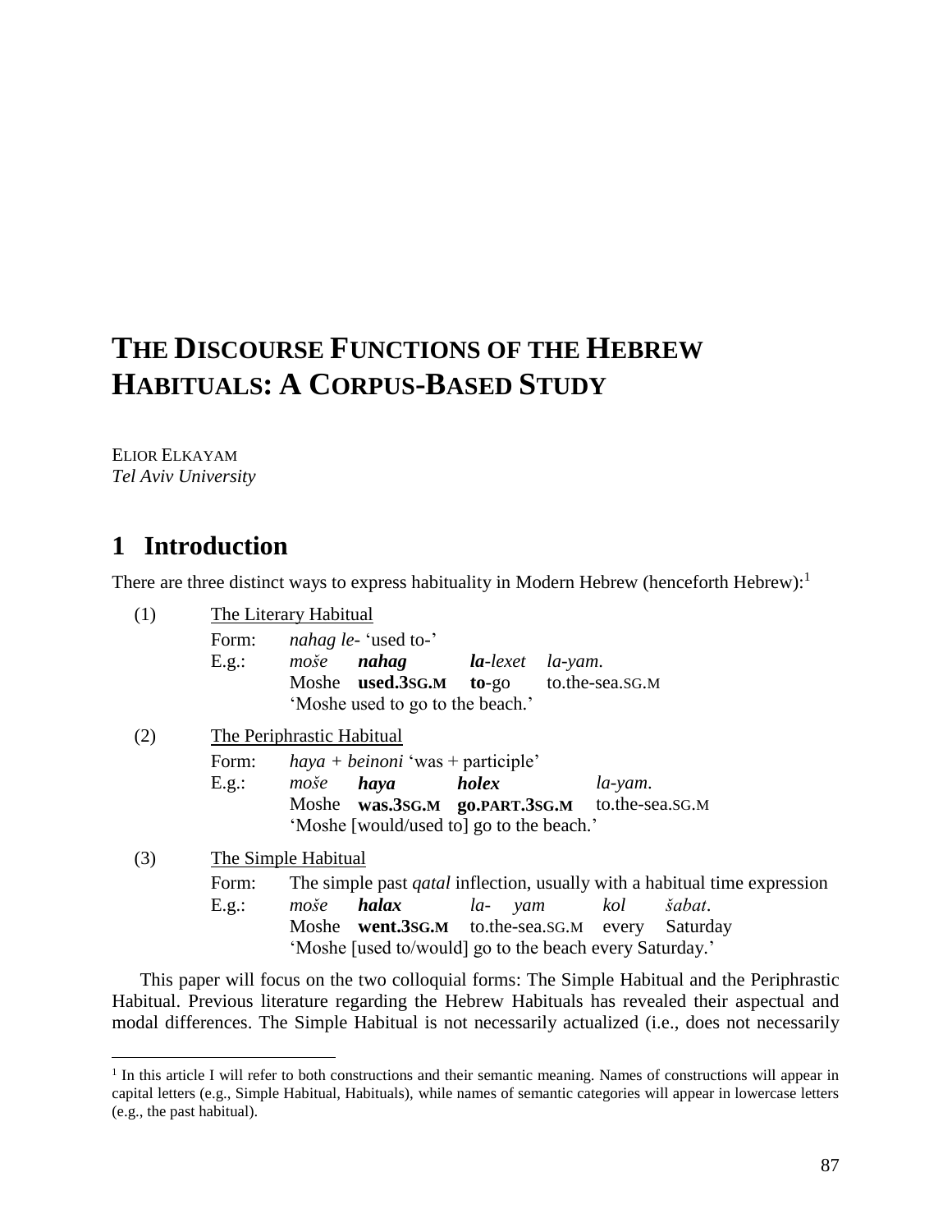# THE DISCOURSE FUNCTIONS OF THE HEBREW HABITUALS: A CORPUS-BASED STUDY

ELIOR ELKAYAM
*Tel Aviv University*

## 1 Introduction

There are three distinct ways to express habituality in Modern Hebrew (henceforth Hebrew):[1]

(1) The Literary Habitual

Form: *nahag le-* 'used to-'

E.g.:

| *moše* | ***nahag*** | ***la**-lexet* | *la-yam*. |
|---|---|---|---|
| Moshe | **used.3SG.M** | **to**-go | to.the-sea.SG.M |

'Moshe used to go to the beach.'

(2) The Periphrastic Habitual

Form: *haya* + *beinoni* 'was + participle'

E.g.:

| *moše* | ***haya*** | ***holex*** | *la-yam*. |
|---|---|---|---|
| Moshe | **was.3SG.M** | **go.PART.3SG.M** | to.the-sea.SG.M |

'Moshe [would/used to] go to the beach.'

(3) The Simple Habitual

Form: The simple past *qatal* inflection, usually with a habitual time expression

E.g.:

| *moše* | ***halax*** | *la- yam* | *kol* | *šabat*. |
|---|---|---|---|---|
| Moshe | **went.3SG.M** | to.the-sea.SG.M | every | Saturday |

'Moshe [used to/would] go to the beach every Saturday.'

This paper will focus on the two colloquial forms: The Simple Habitual and the Periphrastic Habitual. Previous literature regarding the Hebrew Habituals has revealed their aspectual and modal differences. The Simple Habitual is not necessarily actualized (i.e., does not necessarily

[1] In this article I will refer to both constructions and their semantic meaning. Names of constructions will appear in capital letters (e.g., Simple Habitual, Habituals), while names of semantic categories will appear in lowercase letters (e.g., the past habitual).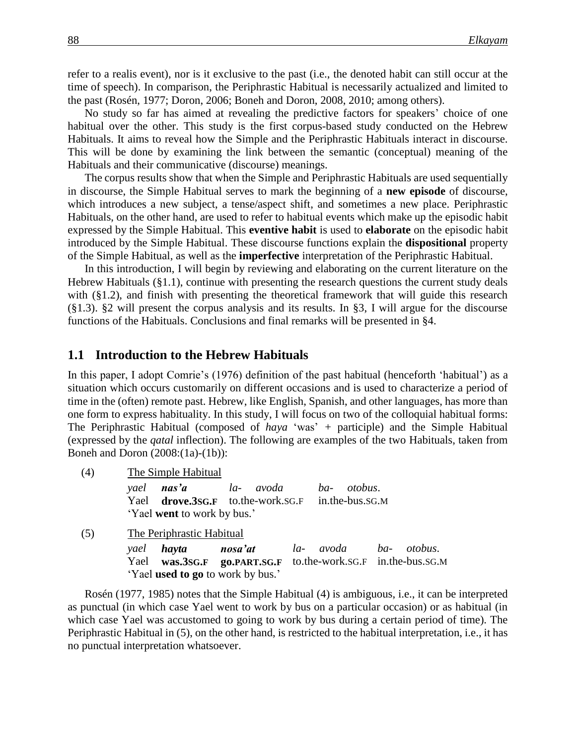refer to a realis event), nor is it exclusive to the past (i.e., the denoted habit can still occur at the time of speech). In comparison, the Periphrastic Habitual is necessarily actualized and limited to the past (Rosén, 1977; Doron, 2006; Boneh and Doron, 2008, 2010; among others).

No study so far has aimed at revealing the predictive factors for speakers' choice of one habitual over the other. This study is the first corpus-based study conducted on the Hebrew Habituals. It aims to reveal how the Simple and the Periphrastic Habituals interact in discourse. This will be done by examining the link between the semantic (conceptual) meaning of the Habituals and their communicative (discourse) meanings.

The corpus results show that when the Simple and Periphrastic Habituals are used sequentially in discourse, the Simple Habitual serves to mark the beginning of a **new episode** of discourse, which introduces a new subject, a tense/aspect shift, and sometimes a new place. Periphrastic Habituals, on the other hand, are used to refer to habitual events which make up the episodic habit expressed by the Simple Habitual. This **eventive habit** is used to **elaborate** on the episodic habit introduced by the Simple Habitual. These discourse functions explain the **dispositional** property of the Simple Habitual, as well as the **imperfective** interpretation of the Periphrastic Habitual.

In this introduction, I will begin by reviewing and elaborating on the current literature on the Hebrew Habituals (§1.1), continue with presenting the research questions the current study deals with (§1.2), and finish with presenting the theoretical framework that will guide this research (§1.3). §2 will present the corpus analysis and its results. In §3, I will argue for the discourse functions of the Habituals. Conclusions and final remarks will be presented in §4.

## 1.1 Introduction to the Hebrew Habituals

In this paper, I adopt Comrie's (1976) definition of the past habitual (henceforth 'habitual') as a situation which occurs customarily on different occasions and is used to characterize a period of time in the (often) remote past. Hebrew, like English, Spanish, and other languages, has more than one form to express habituality. In this study, I will focus on two of the colloquial habitual forms: The Periphrastic Habitual (composed of *haya* 'was' + participle) and the Simple Habitual (expressed by the *qatal* inflection). The following are examples of the two Habituals, taken from Boneh and Doron (2008:(1a)-(1b)):

(4) The Simple Habitual

*yael* ***nas'a*** *la- avoda ba- otobus*.
Yael **drove.3SG.F** to.the-work.SG.F in.the-bus.SG.M
'Yael **went** to work by bus.'

(5) The Periphrastic Habitual

*yael* ***hayta*** ***nosa'at*** *la- avoda ba- otobus*.
Yael **was.3SG.F** **go.PART.SG.F** to.the-work.SG.F in.the-bus.SG.M
'Yael **used to go** to work by bus.'

Rosén (1977, 1985) notes that the Simple Habitual (4) is ambiguous, i.e., it can be interpreted as punctual (in which case Yael went to work by bus on a particular occasion) or as habitual (in which case Yael was accustomed to going to work by bus during a certain period of time). The Periphrastic Habitual in (5), on the other hand, is restricted to the habitual interpretation, i.e., it has no punctual interpretation whatsoever.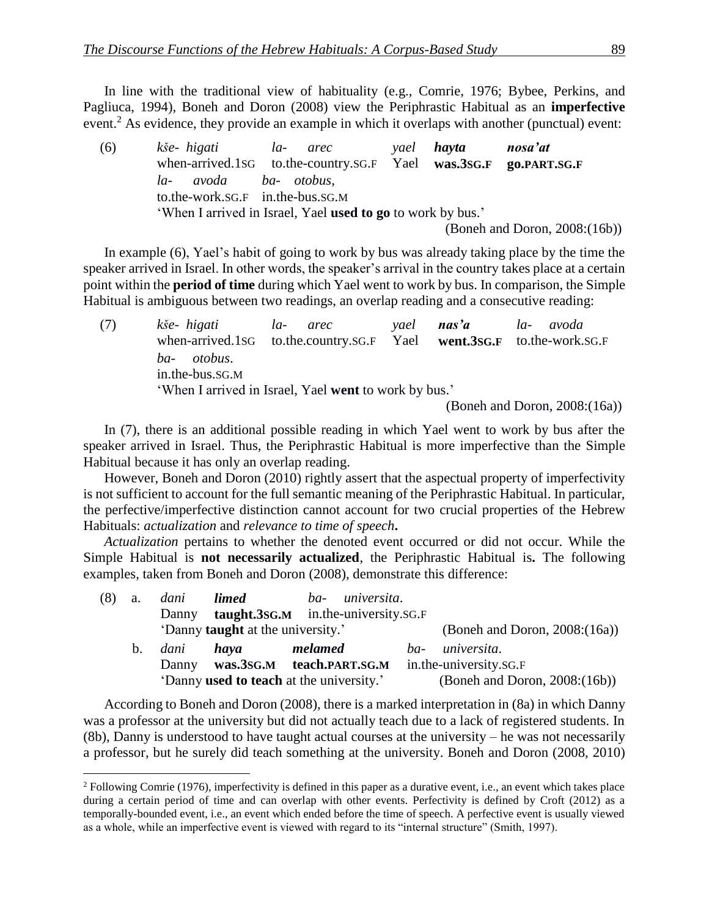In line with the traditional view of habituality (e.g., Comrie, 1976; Bybee, Perkins, and Pagliuca, 1994), Boneh and Doron (2008) view the Periphrastic Habitual as an **imperfective** event.[2] As evidence, they provide an example in which it overlaps with another (punctual) event:

(6) *kše- higati* *la- arec* *yael* ***hayta*** ***nosa'at***
when-arrived.1SG to.the-country.SG.F Yael **was.3SG.F** **go.PART.SG.F**
*la- avoda* *ba- otobus*,
to.the-work.SG.F in.the-bus.SG.M
'When I arrived in Israel, Yael **used to go** to work by bus.'
(Boneh and Doron, 2008:(16b))

In example (6), Yael's habit of going to work by bus was already taking place by the time the speaker arrived in Israel. In other words, the speaker's arrival in the country takes place at a certain point within the **period of time** during which Yael went to work by bus. In comparison, the Simple Habitual is ambiguous between two readings, an overlap reading and a consecutive reading:

(7) *kše- higati* *la- arec* *yael* ***nas'a*** *la- avoda*
when-arrived.1SG to.the.country.SG.F Yael **went.3SG.F** to.the-work.SG.F
*ba- otobus*.
in.the-bus.SG.M
'When I arrived in Israel, Yael **went** to work by bus.'
(Boneh and Doron, 2008:(16a))

In (7), there is an additional possible reading in which Yael went to work by bus after the speaker arrived in Israel. Thus, the Periphrastic Habitual is more imperfective than the Simple Habitual because it has only an overlap reading.

However, Boneh and Doron (2010) rightly assert that the aspectual property of imperfectivity is not sufficient to account for the full semantic meaning of the Periphrastic Habitual. In particular, the perfective/imperfective distinction cannot account for two crucial properties of the Hebrew Habituals: *actualization* and *relevance to time of speech***.**

*Actualization* pertains to whether the denoted event occurred or did not occur. While the Simple Habitual is **not necessarily actualized**, the Periphrastic Habitual is**.** The following examples, taken from Boneh and Doron (2008), demonstrate this difference:

(8) a. *dani* ***limed*** *ba- universita*.
Danny **taught.3SG.M** in.the-university.SG.F
'Danny **taught** at the university.' (Boneh and Doron, 2008:(16a))

b. *dani* ***haya*** ***melamed*** *ba- universita*.
Danny **was.3SG.M** **teach.PART.SG.M** in.the-university.SG.F
'Danny **used to teach** at the university.' (Boneh and Doron, 2008:(16b))

According to Boneh and Doron (2008), there is a marked interpretation in (8a) in which Danny was a professor at the university but did not actually teach due to a lack of registered students. In (8b), Danny is understood to have taught actual courses at the university – he was not necessarily a professor, but he surely did teach something at the university. Boneh and Doron (2008, 2010)

[2] Following Comrie (1976), imperfectivity is defined in this paper as a durative event, i.e., an event which takes place during a certain period of time and can overlap with other events. Perfectivity is defined by Croft (2012) as a temporally-bounded event, i.e., an event which ended before the time of speech. A perfective event is usually viewed as a whole, while an imperfective event is viewed with regard to its "internal structure" (Smith, 1997).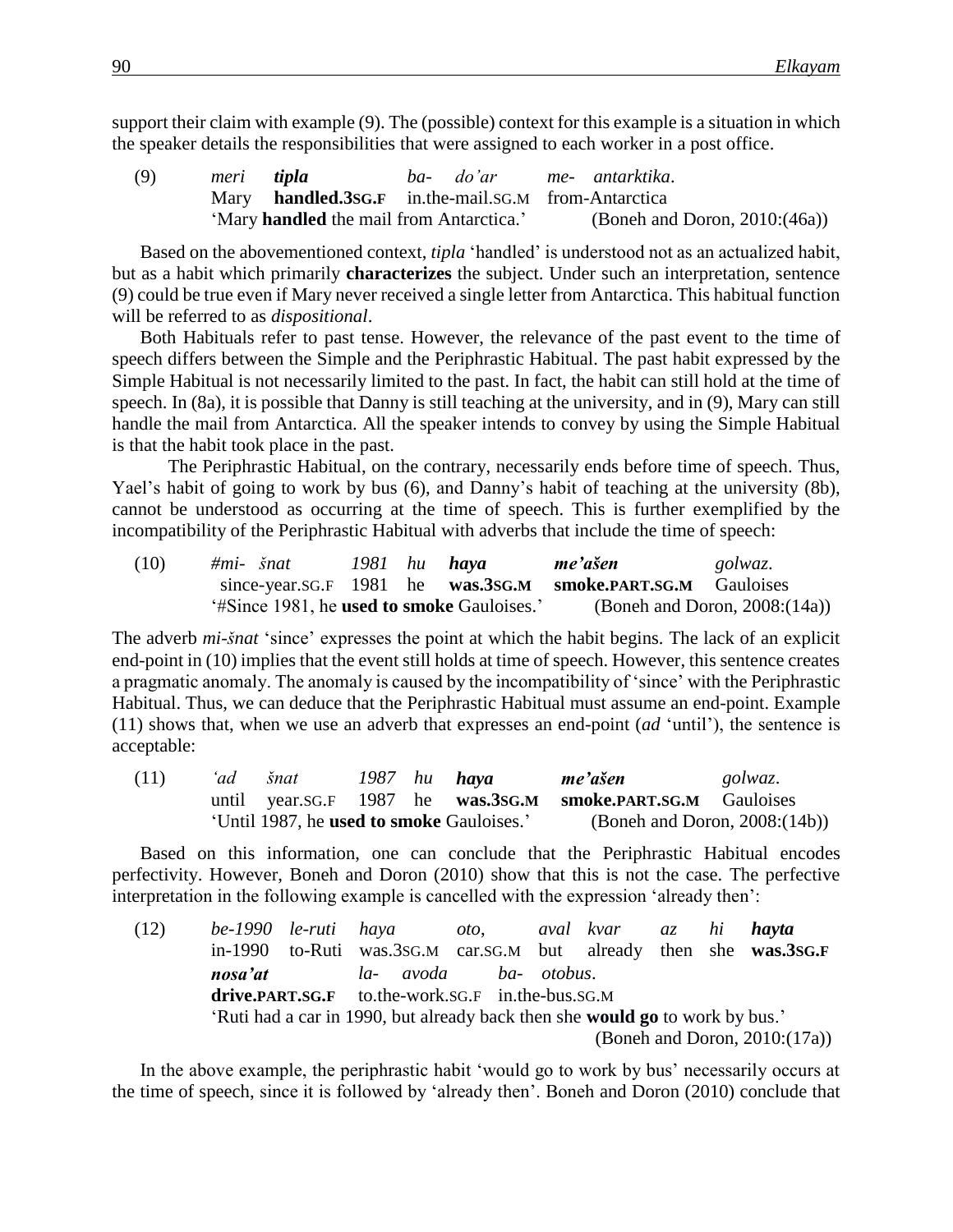support their claim with example (9). The (possible) context for this example is a situation in which the speaker details the responsibilities that were assigned to each worker in a post office.

(9) *meri* ***tipla*** *ba- do'ar me- antarktika*.
Mary **handled.3SG.F** in.the-mail.SG.M from-Antarctica
'Mary **handled** the mail from Antarctica.' (Boneh and Doron, 2010:(46a))

Based on the abovementioned context, *tipla* 'handled' is understood not as an actualized habit, but as a habit which primarily **characterizes** the subject. Under such an interpretation, sentence (9) could be true even if Mary never received a single letter from Antarctica. This habitual function will be referred to as *dispositional*.

Both Habituals refer to past tense. However, the relevance of the past event to the time of speech differs between the Simple and the Periphrastic Habitual. The past habit expressed by the Simple Habitual is not necessarily limited to the past. In fact, the habit can still hold at the time of speech. In (8a), it is possible that Danny is still teaching at the university, and in (9), Mary can still handle the mail from Antarctica. All the speaker intends to convey by using the Simple Habitual is that the habit took place in the past.

The Periphrastic Habitual, on the contrary, necessarily ends before time of speech. Thus, Yael's habit of going to work by bus (6), and Danny's habit of teaching at the university (8b), cannot be understood as occurring at the time of speech. This is further exemplified by the incompatibility of the Periphrastic Habitual with adverbs that include the time of speech:

(10) *#mi- šnat 1981 hu* ***haya me'ašen*** *golwaz*.
since-year.SG.F 1981 he **was.3SG.M smoke.PART.SG.M** Gauloises
'#Since 1981, he **used to smoke** Gauloises.' (Boneh and Doron, 2008:(14a))

The adverb *mi-šnat* 'since' expresses the point at which the habit begins. The lack of an explicit end-point in (10) implies that the event still holds at time of speech. However, this sentence creates a pragmatic anomaly. The anomaly is caused by the incompatibility of 'since' with the Periphrastic Habitual. Thus, we can deduce that the Periphrastic Habitual must assume an end-point. Example (11) shows that, when we use an adverb that expresses an end-point (*ad* 'until'), the sentence is acceptable:

(11) *'ad šnat 1987 hu* ***haya me'ašen*** *golwaz*.
until year.SG.F 1987 he **was.3SG.M smoke.PART.SG.M** Gauloises
'Until 1987, he **used to smoke** Gauloises.' (Boneh and Doron, 2008:(14b))

Based on this information, one can conclude that the Periphrastic Habitual encodes perfectivity. However, Boneh and Doron (2010) show that this is not the case. The perfective interpretation in the following example is cancelled with the expression 'already then':

(12) *be-1990 le-ruti haya oto, aval kvar az hi* ***hayta***
in-1990 to-Ruti was.3SG.M car.SG.M but already then she **was.3SG.F**
***nosa'at*** *la- avoda ba- otobus*.
**drive.PART.SG.F** to.the-work.SG.F in.the-bus.SG.M
'Ruti had a car in 1990, but already back then she **would go** to work by bus.'
(Boneh and Doron, 2010:(17a))

In the above example, the periphrastic habit 'would go to work by bus' necessarily occurs at the time of speech, since it is followed by 'already then'. Boneh and Doron (2010) conclude that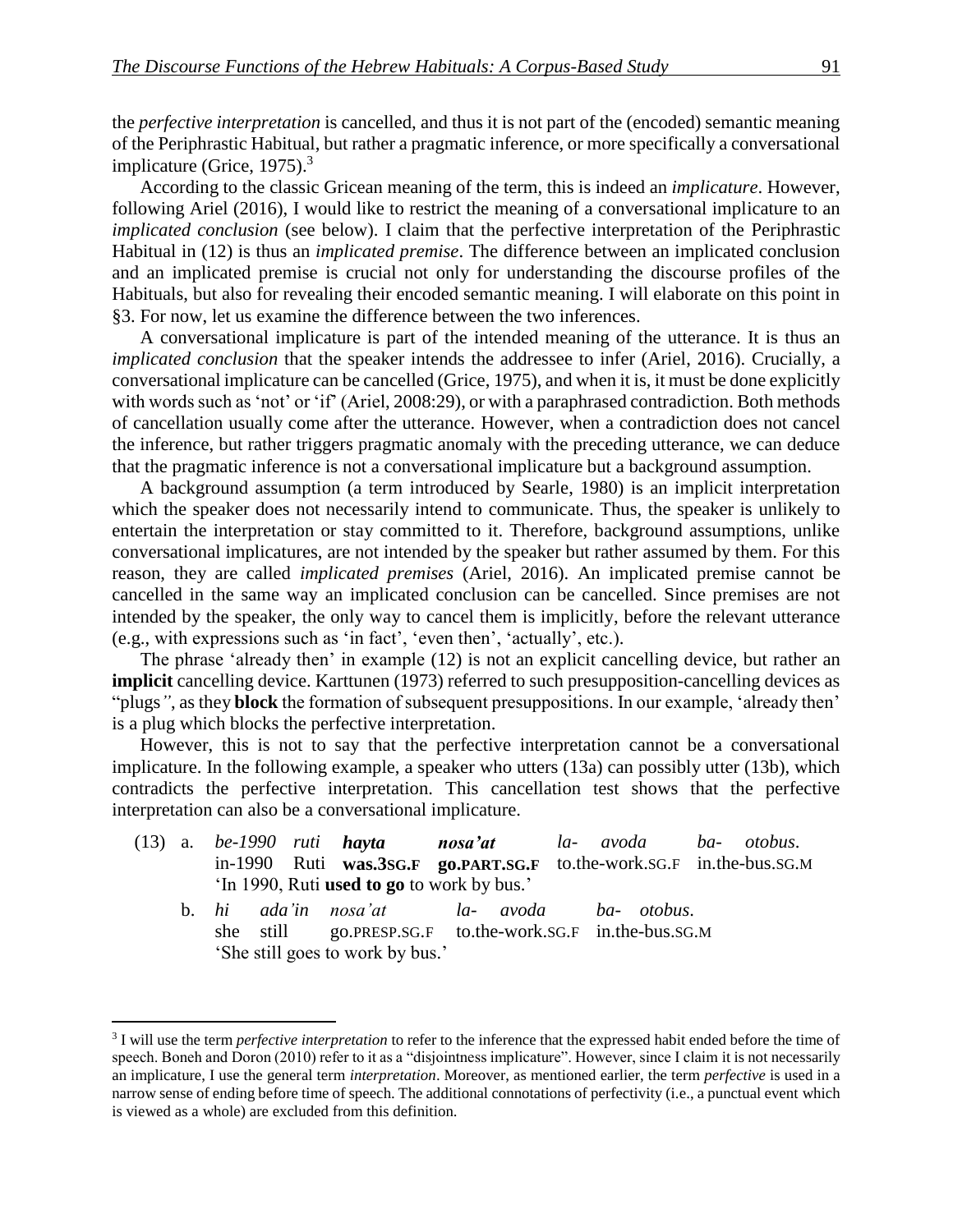the *perfective interpretation* is cancelled, and thus it is not part of the (encoded) semantic meaning of the Periphrastic Habitual, but rather a pragmatic inference, or more specifically a conversational implicature (Grice, 1975).[3]

According to the classic Gricean meaning of the term, this is indeed an *implicature*. However, following Ariel (2016), I would like to restrict the meaning of a conversational implicature to an *implicated conclusion* (see below). I claim that the perfective interpretation of the Periphrastic Habitual in (12) is thus an *implicated premise*. The difference between an implicated conclusion and an implicated premise is crucial not only for understanding the discourse profiles of the Habituals, but also for revealing their encoded semantic meaning. I will elaborate on this point in §3. For now, let us examine the difference between the two inferences.

A conversational implicature is part of the intended meaning of the utterance. It is thus an *implicated conclusion* that the speaker intends the addressee to infer (Ariel, 2016). Crucially, a conversational implicature can be cancelled (Grice, 1975), and when it is, it must be done explicitly with words such as 'not' or 'if' (Ariel, 2008:29), or with a paraphrased contradiction. Both methods of cancellation usually come after the utterance. However, when a contradiction does not cancel the inference, but rather triggers pragmatic anomaly with the preceding utterance, we can deduce that the pragmatic inference is not a conversational implicature but a background assumption.

A background assumption (a term introduced by Searle, 1980) is an implicit interpretation which the speaker does not necessarily intend to communicate. Thus, the speaker is unlikely to entertain the interpretation or stay committed to it. Therefore, background assumptions, unlike conversational implicatures, are not intended by the speaker but rather assumed by them. For this reason, they are called *implicated premises* (Ariel, 2016). An implicated premise cannot be cancelled in the same way an implicated conclusion can be cancelled. Since premises are not intended by the speaker, the only way to cancel them is implicitly, before the relevant utterance (e.g., with expressions such as 'in fact', 'even then', 'actually', etc.).

The phrase 'already then' in example (12) is not an explicit cancelling device, but rather an **implicit** cancelling device. Karttunen (1973) referred to such presupposition-cancelling devices as "plugs", as they **block** the formation of subsequent presuppositions. In our example, 'already then' is a plug which blocks the perfective interpretation.

However, this is not to say that the perfective interpretation cannot be a conversational implicature. In the following example, a speaker who utters (13a) can possibly utter (13b), which contradicts the perfective interpretation. This cancellation test shows that the perfective interpretation can also be a conversational implicature.

(13) a. *be-1990 ruti* ***hayta*** ***nosa'at*** *la- avoda ba- otobus.*
in-1990 Ruti **was.3SG.F** **go.PART.SG.F** to.the-work.SG.F in.the-bus.SG.M
'In 1990, Ruti **used to go** to work by bus.'

b. *hi ada'in nosa'at la- avoda ba- otobus.*
she still go.PRESP.SG.F to.the-work.SG.F in.the-bus.SG.M
'She still goes to work by bus.'

---

[3] I will use the term *perfective interpretation* to refer to the inference that the expressed habit ended before the time of speech. Boneh and Doron (2010) refer to it as a "disjointness implicature". However, since I claim it is not necessarily an implicature, I use the general term *interpretation*. Moreover, as mentioned earlier, the term *perfective* is used in a narrow sense of ending before time of speech. The additional connotations of perfectivity (i.e., a punctual event which is viewed as a whole) are excluded from this definition.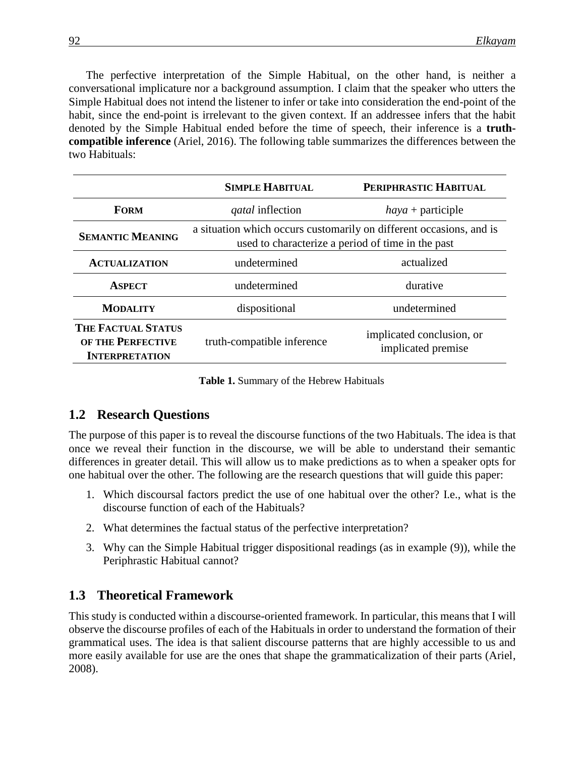The perfective interpretation of the Simple Habitual, on the other hand, is neither a conversational implicature nor a background assumption. I claim that the speaker who utters the Simple Habitual does not intend the listener to infer or take into consideration the end-point of the habit, since the end-point is irrelevant to the given context. If an addressee infers that the habit denoted by the Simple Habitual ended before the time of speech, their inference is a **truth-compatible inference** (Ariel, 2016). The following table summarizes the differences between the two Habituals:

| | **Simple Habitual** | **Periphrastic Habitual** |
|---|---|---|
| **Form** | *qatal* inflection | *haya* + participle |
| **Semantic Meaning** | a situation which occurs customarily on different occasions, and is used to characterize a period of time in the past | |
| **Actualization** | undetermined | actualized |
| **Aspect** | undetermined | durative |
| **Modality** | dispositional | undetermined |
| **The Factual Status of the Perfective Interpretation** | truth-compatible inference | implicated conclusion, or implicated premise |

**Table 1.** Summary of the Hebrew Habituals

## 1.2 Research Questions

The purpose of this paper is to reveal the discourse functions of the two Habituals. The idea is that once we reveal their function in the discourse, we will be able to understand their semantic differences in greater detail. This will allow us to make predictions as to when a speaker opts for one habitual over the other. The following are the research questions that will guide this paper:

1. Which discoursal factors predict the use of one habitual over the other? I.e., what is the discourse function of each of the Habituals?
2. What determines the factual status of the perfective interpretation?
3. Why can the Simple Habitual trigger dispositional readings (as in example (9)), while the Periphrastic Habitual cannot?

## 1.3 Theoretical Framework

This study is conducted within a discourse-oriented framework. In particular, this means that I will observe the discourse profiles of each of the Habituals in order to understand the formation of their grammatical uses. The idea is that salient discourse patterns that are highly accessible to us and more easily available for use are the ones that shape the grammaticalization of their parts (Ariel, 2008).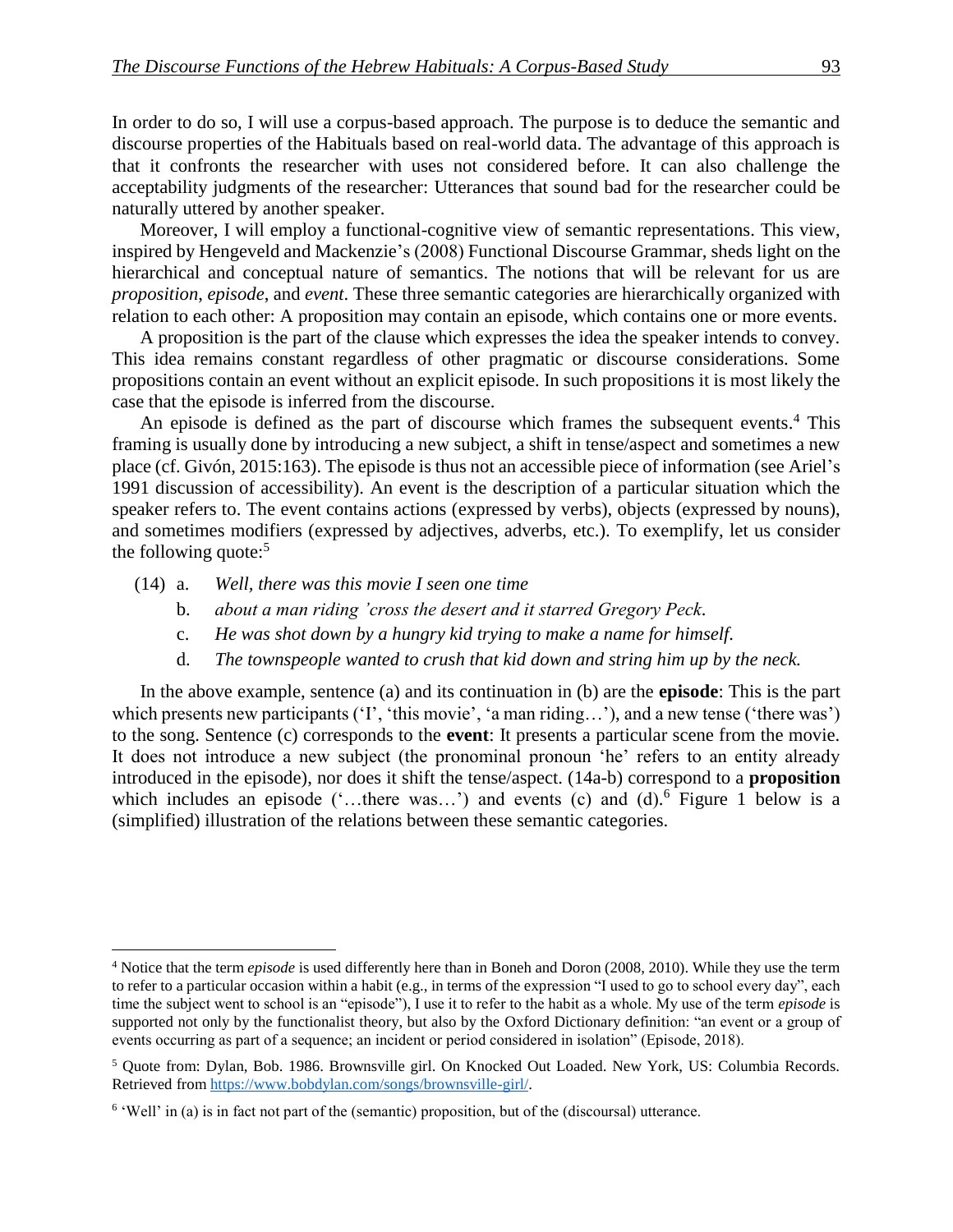In order to do so, I will use a corpus-based approach. The purpose is to deduce the semantic and discourse properties of the Habituals based on real-world data. The advantage of this approach is that it confronts the researcher with uses not considered before. It can also challenge the acceptability judgments of the researcher: Utterances that sound bad for the researcher could be naturally uttered by another speaker.

Moreover, I will employ a functional-cognitive view of semantic representations. This view, inspired by Hengeveld and Mackenzie's (2008) Functional Discourse Grammar, sheds light on the hierarchical and conceptual nature of semantics. The notions that will be relevant for us are *proposition*, *episode*, and *event*. These three semantic categories are hierarchically organized with relation to each other: A proposition may contain an episode, which contains one or more events.

A proposition is the part of the clause which expresses the idea the speaker intends to convey. This idea remains constant regardless of other pragmatic or discourse considerations. Some propositions contain an event without an explicit episode. In such propositions it is most likely the case that the episode is inferred from the discourse.

An episode is defined as the part of discourse which frames the subsequent events.[4] This framing is usually done by introducing a new subject, a shift in tense/aspect and sometimes a new place (cf. Givón, 2015:163). The episode is thus not an accessible piece of information (see Ariel's 1991 discussion of accessibility). An event is the description of a particular situation which the speaker refers to. The event contains actions (expressed by verbs), objects (expressed by nouns), and sometimes modifiers (expressed by adjectives, adverbs, etc.). To exemplify, let us consider the following quote:[5]

(14) a. *Well, there was this movie I seen one time*
b. *about a man riding 'cross the desert and it starred Gregory Peck.*
c. *He was shot down by a hungry kid trying to make a name for himself.*
d. *The townspeople wanted to crush that kid down and string him up by the neck.*

In the above example, sentence (a) and its continuation in (b) are the **episode**: This is the part which presents new participants ('I', 'this movie', 'a man riding…'), and a new tense ('there was') to the song. Sentence (c) corresponds to the **event**: It presents a particular scene from the movie. It does not introduce a new subject (the pronominal pronoun 'he' refers to an entity already introduced in the episode), nor does it shift the tense/aspect. (14a-b) correspond to a **proposition** which includes an episode ('…there was…') and events (c) and (d).[6] Figure 1 below is a (simplified) illustration of the relations between these semantic categories.

---

[4] Notice that the term *episode* is used differently here than in Boneh and Doron (2008, 2010). While they use the term to refer to a particular occasion within a habit (e.g., in terms of the expression "I used to go to school every day", each time the subject went to school is an "episode"), I use it to refer to the habit as a whole. My use of the term *episode* is supported not only by the functionalist theory, but also by the Oxford Dictionary definition: "an event or a group of events occurring as part of a sequence; an incident or period considered in isolation" (Episode, 2018).

[5] Quote from: Dylan, Bob. 1986. Brownsville girl. On Knocked Out Loaded. New York, US: Columbia Records. Retrieved from https://www.bobdylan.com/songs/brownsville-girl/.

[6] 'Well' in (a) is in fact not part of the (semantic) proposition, but of the (discoursal) utterance.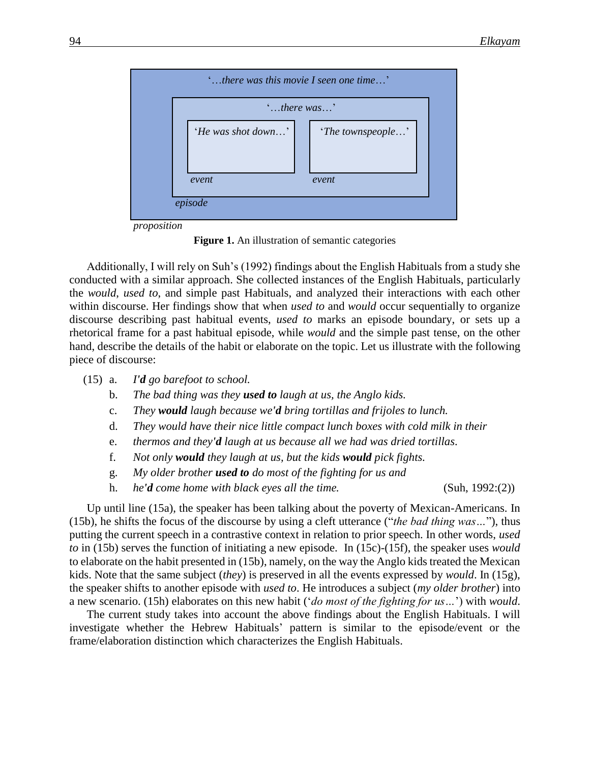'…*there was this movie I seen one time*…'

'…*there was*…'

'*He was shot down*…' *event*

'*The townspeople*…' *event*

*episode*

*proposition*

**Figure 1.** An illustration of semantic categories

Additionally, I will rely on Suh's (1992) findings about the English Habituals from a study she conducted with a similar approach. She collected instances of the English Habituals, particularly the *would*, *used to*, and simple past Habituals, and analyzed their interactions with each other within discourse. Her findings show that when *used to* and *would* occur sequentially to organize discourse describing past habitual events, *used to* marks an episode boundary, or sets up a rhetorical frame for a past habitual episode, while *would* and the simple past tense, on the other hand, describe the details of the habit or elaborate on the topic. Let us illustrate with the following piece of discourse:

(15) a. *I'**d** go barefoot to school.*
  b. *The bad thing was they **used to** laugh at us, the Anglo kids.*
  c. *They **would** laugh because we'**d** bring tortillas and frijoles to lunch.*
  d. *They would have their nice little compact lunch boxes with cold milk in their*
  e. *thermos and they'**d** laugh at us because all we had was dried tortillas.*
  f. *Not only **would** they laugh at us, but the kids **would** pick fights.*
  g. *My older brother **used to** do most of the fighting for us and*
  h. *he'**d** come home with black eyes all the time.* (Suh, 1992:(2))

Up until line (15a), the speaker has been talking about the poverty of Mexican-Americans. In (15b), he shifts the focus of the discourse by using a cleft utterance ("*the bad thing was…*"), thus putting the current speech in a contrastive context in relation to prior speech. In other words, *used to* in (15b) serves the function of initiating a new episode. In (15c)-(15f), the speaker uses *would* to elaborate on the habit presented in (15b), namely, on the way the Anglo kids treated the Mexican kids. Note that the same subject (*they*) is preserved in all the events expressed by *would*. In (15g), the speaker shifts to another episode with *used to*. He introduces a subject (*my older brother*) into a new scenario. (15h) elaborates on this new habit ('*do most of the fighting for us…*') with *would*.

The current study takes into account the above findings about the English Habituals. I will investigate whether the Hebrew Habituals' pattern is similar to the episode/event or the frame/elaboration distinction which characterizes the English Habituals.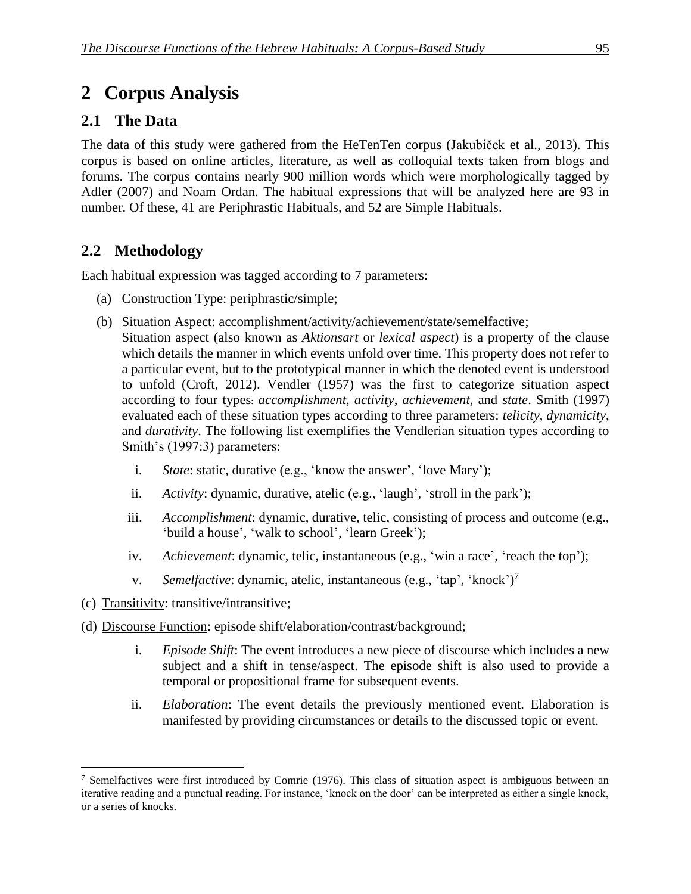# 2 Corpus Analysis

## 2.1 The Data

The data of this study were gathered from the HeTenTen corpus (Jakubíček et al., 2013). This corpus is based on online articles, literature, as well as colloquial texts taken from blogs and forums. The corpus contains nearly 900 million words which were morphologically tagged by Adler (2007) and Noam Ordan. The habitual expressions that will be analyzed here are 93 in number. Of these, 41 are Periphrastic Habituals, and 52 are Simple Habituals.

## 2.2 Methodology

Each habitual expression was tagged according to 7 parameters:

(a) Construction Type: periphrastic/simple;

(b) Situation Aspect: accomplishment/activity/achievement/state/semelfactive;
Situation aspect (also known as *Aktionsart* or *lexical aspect*) is a property of the clause which details the manner in which events unfold over time. This property does not refer to a particular event, but to the prototypical manner in which the denoted event is understood to unfold (Croft, 2012). Vendler (1957) was the first to categorize situation aspect according to four types: *accomplishment*, *activity*, *achievement*, and *state*. Smith (1997) evaluated each of these situation types according to three parameters: *telicity*, *dynamicity*, and *durativity*. The following list exemplifies the Vendlerian situation types according to Smith's (1997:3) parameters:

i. *State*: static, durative (e.g., 'know the answer', 'love Mary');

ii. *Activity*: dynamic, durative, atelic (e.g., 'laugh', 'stroll in the park');

iii. *Accomplishment*: dynamic, durative, telic, consisting of process and outcome (e.g., 'build a house', 'walk to school', 'learn Greek');

iv. *Achievement*: dynamic, telic, instantaneous (e.g., 'win a race', 'reach the top');

v. *Semelfactive*: dynamic, atelic, instantaneous (e.g., 'tap', 'knock')[7]

(c) Transitivity: transitive/intransitive;

(d) Discourse Function: episode shift/elaboration/contrast/background;

i. *Episode Shift*: The event introduces a new piece of discourse which includes a new subject and a shift in tense/aspect. The episode shift is also used to provide a temporal or propositional frame for subsequent events.

ii. *Elaboration*: The event details the previously mentioned event. Elaboration is manifested by providing circumstances or details to the discussed topic or event.

---

[7] Semelfactives were first introduced by Comrie (1976). This class of situation aspect is ambiguous between an iterative reading and a punctual reading. For instance, 'knock on the door' can be interpreted as either a single knock, or a series of knocks.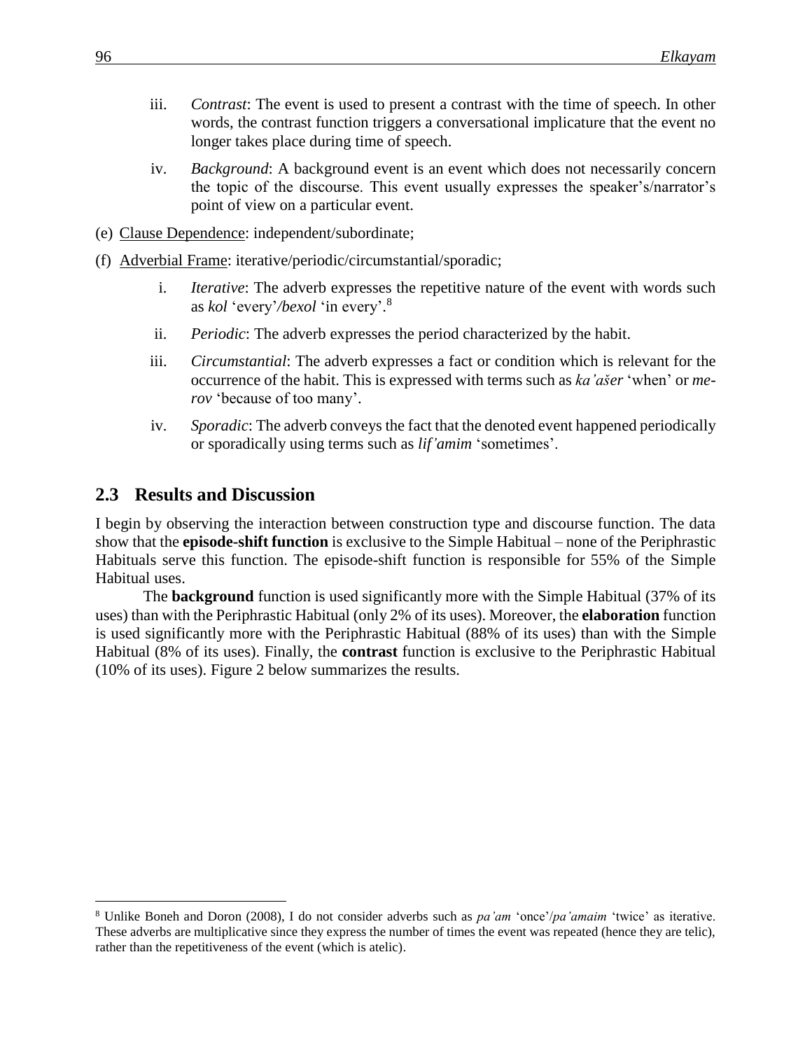iii. *Contrast*: The event is used to present a contrast with the time of speech. In other words, the contrast function triggers a conversational implicature that the event no longer takes place during time of speech.

iv. *Background*: A background event is an event which does not necessarily concern the topic of the discourse. This event usually expresses the speaker's/narrator's point of view on a particular event.

(e) Clause Dependence: independent/subordinate;

(f) Adverbial Frame: iterative/periodic/circumstantial/sporadic;

i. *Iterative*: The adverb expresses the repetitive nature of the event with words such as *kol* 'every'/*bexol* 'in every'.[8]

ii. *Periodic*: The adverb expresses the period characterized by the habit.

iii. *Circumstantial*: The adverb expresses a fact or condition which is relevant for the occurrence of the habit. This is expressed with terms such as *ka'ašer* 'when' or *me-rov* 'because of too many'.

iv. *Sporadic*: The adverb conveys the fact that the denoted event happened periodically or sporadically using terms such as *lif'amim* 'sometimes'.

## 2.3 Results and Discussion

I begin by observing the interaction between construction type and discourse function. The data show that the **episode-shift function** is exclusive to the Simple Habitual – none of the Periphrastic Habituals serve this function. The episode-shift function is responsible for 55% of the Simple Habitual uses.

The **background** function is used significantly more with the Simple Habitual (37% of its uses) than with the Periphrastic Habitual (only 2% of its uses). Moreover, the **elaboration** function is used significantly more with the Periphrastic Habitual (88% of its uses) than with the Simple Habitual (8% of its uses). Finally, the **contrast** function is exclusive to the Periphrastic Habitual (10% of its uses). Figure 2 below summarizes the results.

[8] Unlike Boneh and Doron (2008), I do not consider adverbs such as *pa'am* 'once'/*pa'amaim* 'twice' as iterative. These adverbs are multiplicative since they express the number of times the event was repeated (hence they are telic), rather than the repetitiveness of the event (which is atelic).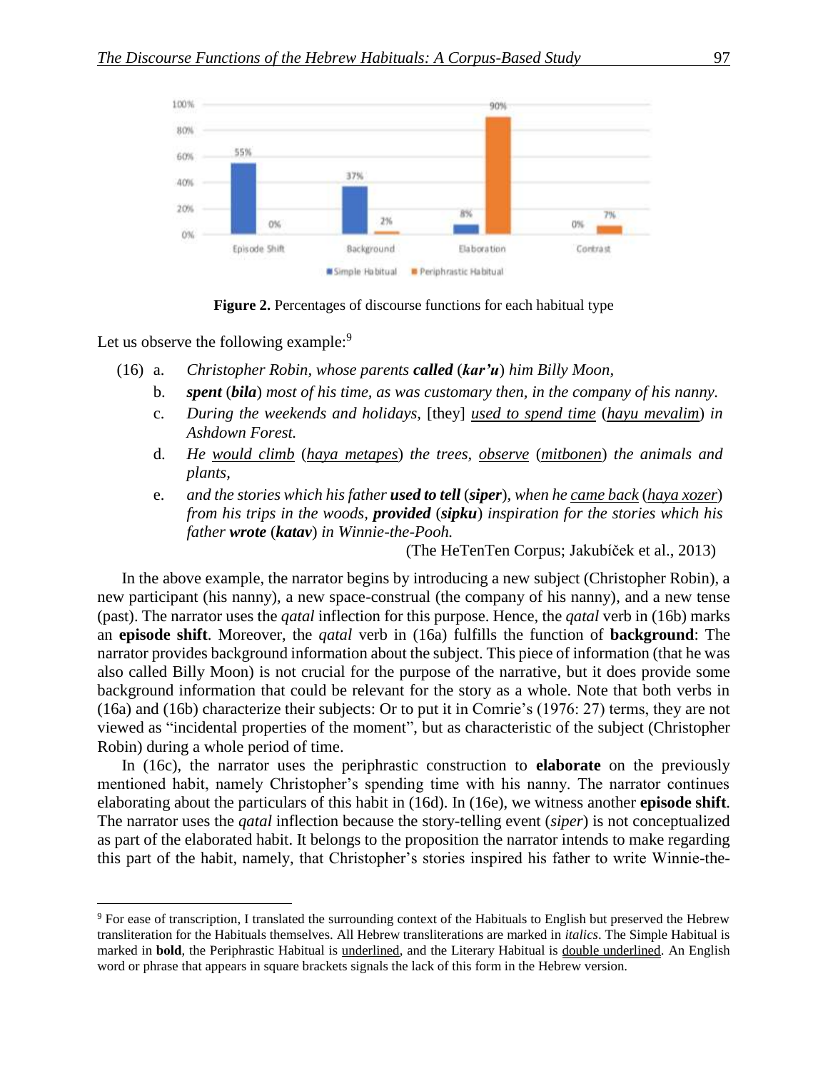| | Episode Shift | Background | Elaboration | Contrast |
|---|---|---|---|---|
| Simple Habitual | 55% | 37% | 8% | 0% |
| Periphrastic Habitual | 0% | 2% | 90% | 7% |

**Figure 2.** Percentages of discourse functions for each habitual type

Let us observe the following example:[9]

(16) a. *Christopher Robin, whose parents* ***called*** *(**kar'u**) him Billy Moon,*

b. ***spent*** *(**bila**) most of his time, as was customary then, in the company of his nanny.*

c. *During the weekends and holidays,* [they] *<u>used to spend time</u> (<u>hayu mevalim</u>) in Ashdown Forest.*

d. *He <u>would climb</u> (<u>haya metapes</u>) the trees, <u>observe</u> (<u>mitbonen</u>) the animals and plants,*

e. *and the stories which his father* ***used to tell*** *(**siper**), when he <u>came back</u> (<u>haya xozer</u>) from his trips in the woods,* ***provided*** *(**sipku**) inspiration for the stories which his father* ***wrote*** *(**katav**) in Winnie-the-Pooh.*

(The HeTenTen Corpus; Jakubíček et al., 2013)

In the above example, the narrator begins by introducing a new subject (Christopher Robin), a new participant (his nanny), a new space-construal (the company of his nanny), and a new tense (past). The narrator uses the *qatal* inflection for this purpose. Hence, the *qatal* verb in (16b) marks an **episode shift**. Moreover, the *qatal* verb in (16a) fulfills the function of **background**: The narrator provides background information about the subject. This piece of information (that he was also called Billy Moon) is not crucial for the purpose of the narrative, but it does provide some background information that could be relevant for the story as a whole. Note that both verbs in (16a) and (16b) characterize their subjects: Or to put it in Comrie's (1976: 27) terms, they are not viewed as "incidental properties of the moment", but as characteristic of the subject (Christopher Robin) during a whole period of time.

In (16c), the narrator uses the periphrastic construction to **elaborate** on the previously mentioned habit, namely Christopher's spending time with his nanny. The narrator continues elaborating about the particulars of this habit in (16d). In (16e), we witness another **episode shift**. The narrator uses the *qatal* inflection because the story-telling event (*siper*) is not conceptualized as part of the elaborated habit. It belongs to the proposition the narrator intends to make regarding this part of the habit, namely, that Christopher's stories inspired his father to write Winnie-the-

---

[9] For ease of transcription, I translated the surrounding context of the Habituals to English but preserved the Hebrew transliteration for the Habituals themselves. All Hebrew transliterations are marked in *italics*. The Simple Habitual is marked in **bold**, the Periphrastic Habitual is <u>underlined</u>, and the Literary Habitual is <u>double underlined</u>. An English word or phrase that appears in square brackets signals the lack of this form in the Hebrew version.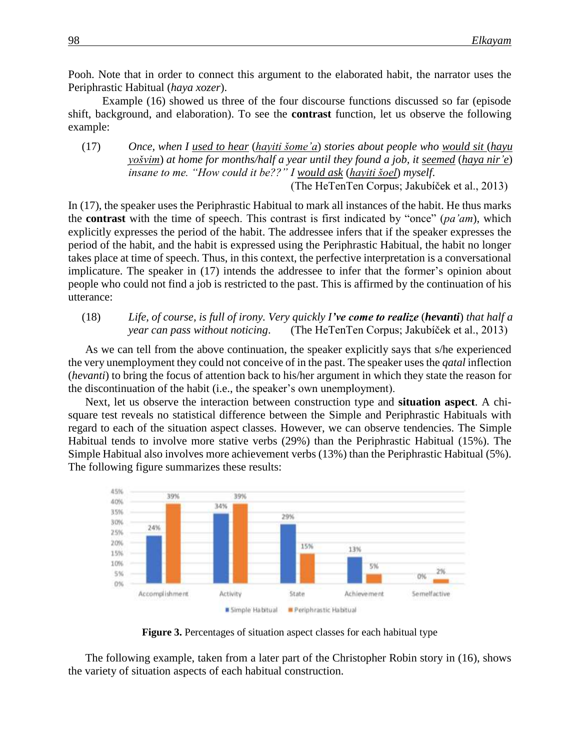Pooh. Note that in order to connect this argument to the elaborated habit, the narrator uses the Periphrastic Habitual (*haya xozer*).

Example (16) showed us three of the four discourse functions discussed so far (episode shift, background, and elaboration). To see the **contrast** function, let us observe the following example:

(17) *Once, when I used to hear (hayiti šome'a) stories about people who would sit (hayu yošvim) at home for months/half a year until they found a job, it seemed (haya nir'e) insane to me. "How could it be??" I would ask (hayiti šoel) myself.* (The HeTenTen Corpus; Jakubíček et al., 2013)

In (17), the speaker uses the Periphrastic Habitual to mark all instances of the habit. He thus marks the **contrast** with the time of speech. This contrast is first indicated by "once" (*pa'am*), which explicitly expresses the period of the habit. The addressee infers that if the speaker expresses the period of the habit, and the habit is expressed using the Periphrastic Habitual, the habit no longer takes place at time of speech. Thus, in this context, the perfective interpretation is a conversational implicature. The speaker in (17) intends the addressee to infer that the former's opinion about people who could not find a job is restricted to the past. This is affirmed by the continuation of his utterance:

(18) *Life, of course, is full of irony. Very quickly I****'ve come to realize*** (***hevanti***) *that half a year can pass without noticing*. (The HeTenTen Corpus; Jakubíček et al., 2013)

As we can tell from the above continuation, the speaker explicitly says that s/he experienced the very unemployment they could not conceive of in the past. The speaker uses the *qatal* inflection (*hevanti*) to bring the focus of attention back to his/her argument in which they state the reason for the discontinuation of the habit (i.e., the speaker's own unemployment).

Next, let us observe the interaction between construction type and **situation aspect**. A chi-square test reveals no statistical difference between the Simple and Periphrastic Habituals with regard to each of the situation aspect classes. However, we can observe tendencies. The Simple Habitual tends to involve more stative verbs (29%) than the Periphrastic Habitual (15%). The Simple Habitual also involves more achievement verbs (13%) than the Periphrastic Habitual (5%). The following figure summarizes these results:

**Figure 3.** Percentages of situation aspect classes for each habitual type

The following example, taken from a later part of the Christopher Robin story in (16), shows the variety of situation aspects of each habitual construction.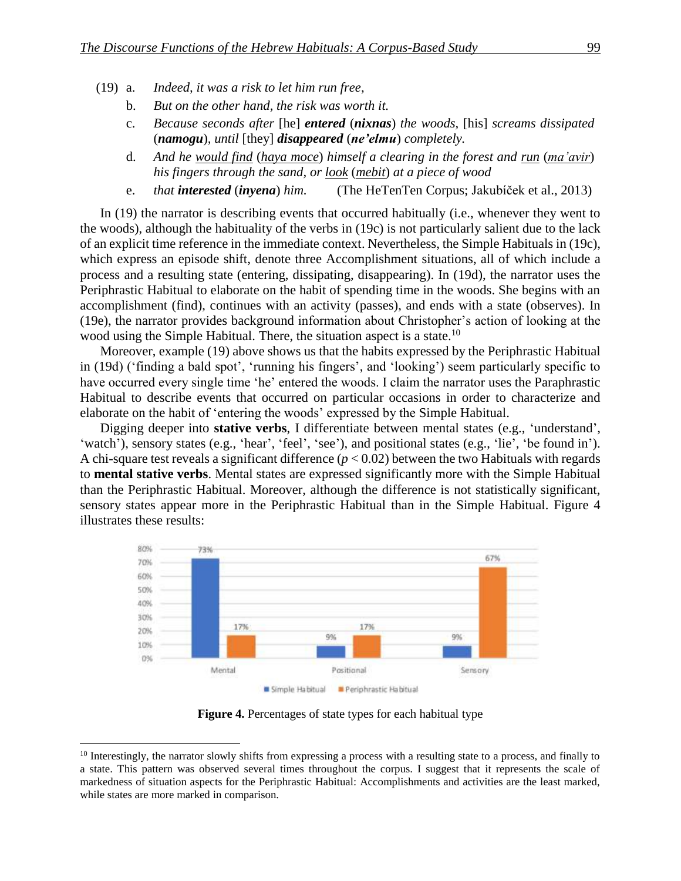(19) a. *Indeed, it was a risk to let him run free,*

b. *But on the other hand, the risk was worth it.*

c. *Because seconds after* [he] ***entered*** (***nixnas***) *the woods,* [his] *screams dissipated* (***namogu***)*, until* [they] ***disappeared*** (***ne'elmu***) *completely.*

d. *And he would find* (*haya moce*) *himself a clearing in the forest and run* (*ma'avir*) *his fingers through the sand, or look* (*mebit*) *at a piece of wood*

e. *that* ***interested*** (***inyena***) *him.* (The HeTenTen Corpus; Jakubíček et al., 2013)

In (19) the narrator is describing events that occurred habitually (i.e., whenever they went to the woods), although the habituality of the verbs in (19c) is not particularly salient due to the lack of an explicit time reference in the immediate context. Nevertheless, the Simple Habituals in (19c), which express an episode shift, denote three Accomplishment situations, all of which include a process and a resulting state (entering, dissipating, disappearing). In (19d), the narrator uses the Periphrastic Habitual to elaborate on the habit of spending time in the woods. She begins with an accomplishment (find), continues with an activity (passes), and ends with a state (observes). In (19e), the narrator provides background information about Christopher's action of looking at the wood using the Simple Habitual. There, the situation aspect is a state.[10]

Moreover, example (19) above shows us that the habits expressed by the Periphrastic Habitual in (19d) ('finding a bald spot', 'running his fingers', and 'looking') seem particularly specific to have occurred every single time 'he' entered the woods. I claim the narrator uses the Paraphrastic Habitual to describe events that occurred on particular occasions in order to characterize and elaborate on the habit of 'entering the woods' expressed by the Simple Habitual.

Digging deeper into **stative verbs**, I differentiate between mental states (e.g., 'understand', 'watch'), sensory states (e.g., 'hear', 'feel', 'see'), and positional states (e.g., 'lie', 'be found in'). A chi-square test reveals a significant difference ($p < 0.02$) between the two Habituals with regards to **mental stative verbs**. Mental states are expressed significantly more with the Simple Habitual than the Periphrastic Habitual. Moreover, although the difference is not statistically significant, sensory states appear more in the Periphrastic Habitual than in the Simple Habitual. Figure 4 illustrates these results:

| | Simple Habitual | Periphrastic Habitual |
|---|---|---|
| Mental | 73% | 17% |
| Positional | 9% | 17% |
| Sensory | 9% | 67% |

**Figure 4.** Percentages of state types for each habitual type

[10] Interestingly, the narrator slowly shifts from expressing a process with a resulting state to a process, and finally to a state. This pattern was observed several times throughout the corpus. I suggest that it represents the scale of markedness of situation aspects for the Periphrastic Habitual: Accomplishments and activities are the least marked, while states are more marked in comparison.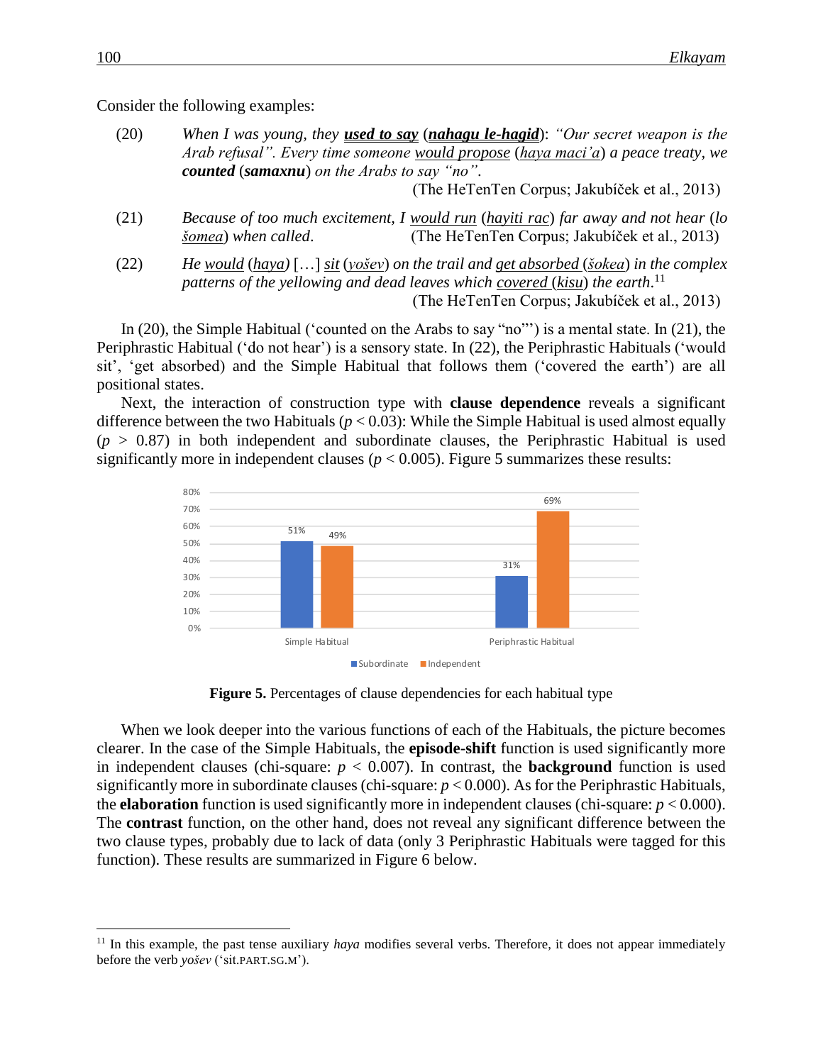Consider the following examples:

(20) *When I was young, they* ***used to say*** (***nahagu le-hagid***)*: "Our secret weapon is the Arab refusal". Every time someone* *would propose* (*haya maci'a*) *a peace treaty, we* ***counted*** (***samaxnu***) *on the Arabs to say "no".*
(The HeTenTen Corpus; Jakubíček et al., 2013)

(21) *Because of too much excitement, I* *would run* (*hayiti rac*) *far away and not hear* (*lo šomea*) *when called.* (The HeTenTen Corpus; Jakubíček et al., 2013)

(22) *He* *would* (*haya*) […] *sit* (*yošev*) *on the trail and* *get absorbed* (*šokea*) *in the complex patterns of the yellowing and dead leaves which* *covered* (*kisu*) *the earth.*[11]
(The HeTenTen Corpus; Jakubíček et al., 2013)

In (20), the Simple Habitual ('counted on the Arabs to say "no"') is a mental state. In (21), the Periphrastic Habitual ('do not hear') is a sensory state. In (22), the Periphrastic Habituals ('would sit', 'get absorbed) and the Simple Habitual that follows them ('covered the earth') are all positional states.

Next, the interaction of construction type with **clause dependence** reveals a significant difference between the two Habituals ($p < 0.03$): While the Simple Habitual is used almost equally ($p > 0.87$) in both independent and subordinate clauses, the Periphrastic Habitual is used significantly more in independent clauses ($p < 0.005$). Figure 5 summarizes these results:

| | Subordinate | Independent |
|---|---|---|
| Simple Habitual | 51% | 49% |
| Periphrastic Habitual | 31% | 69% |

**Figure 5.** Percentages of clause dependencies for each habitual type

When we look deeper into the various functions of each of the Habituals, the picture becomes clearer. In the case of the Simple Habituals, the **episode-shift** function is used significantly more in independent clauses (chi-square: $p < 0.007$). In contrast, the **background** function is used significantly more in subordinate clauses (chi-square: $p < 0.000$). As for the Periphrastic Habituals, the **elaboration** function is used significantly more in independent clauses (chi-square: $p < 0.000$). The **contrast** function, on the other hand, does not reveal any significant difference between the two clause types, probably due to lack of data (only 3 Periphrastic Habituals were tagged for this function). These results are summarized in Figure 6 below.

[11] In this example, the past tense auxiliary *haya* modifies several verbs. Therefore, it does not appear immediately before the verb *yošev* ('sit.PART.SG.M').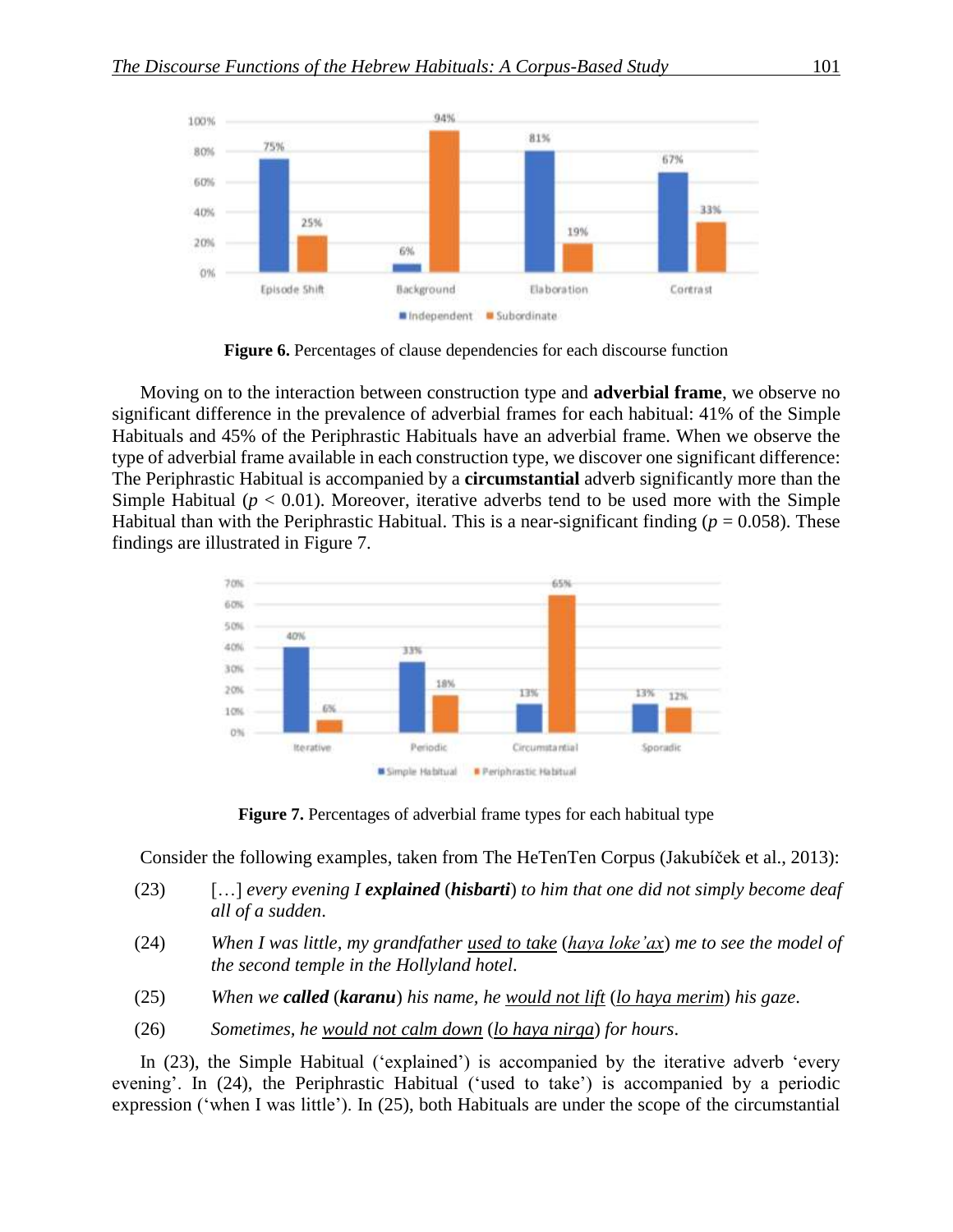**Figure 6.** Percentages of clause dependencies for each discourse function

Moving on to the interaction between construction type and **adverbial frame**, we observe no significant difference in the prevalence of adverbial frames for each habitual: 41% of the Simple Habituals and 45% of the Periphrastic Habituals have an adverbial frame. When we observe the type of adverbial frame available in each construction type, we discover one significant difference: The Periphrastic Habitual is accompanied by a **circumstantial** adverb significantly more than the Simple Habitual ($p < 0.01$). Moreover, iterative adverbs tend to be used more with the Simple Habitual than with the Periphrastic Habitual. This is a near-significant finding ($p = 0.058$). These findings are illustrated in Figure 7.

**Figure 7.** Percentages of adverbial frame types for each habitual type

Consider the following examples, taken from The HeTenTen Corpus (Jakubíček et al., 2013):

(23) […] *every evening I* ***explained*** (***hisbarti***) *to him that one did not simply become deaf all of a sudden*.

(24) *When I was little, my grandfather* <u>*used to take*</u> (<u>*haya loke'ax*</u>) *me to see the model of the second temple in the Hollyland hotel*.

(25) *When we* ***called*** (***karanu***) *his name, he* <u>*would not lift*</u> (<u>*lo haya merim*</u>) *his gaze*.

(26) *Sometimes, he* <u>*would not calm down*</u> (<u>*lo haya nirga*</u>) *for hours*.

In (23), the Simple Habitual ('explained') is accompanied by the iterative adverb 'every evening'. In (24), the Periphrastic Habitual ('used to take') is accompanied by a periodic expression ('when I was little'). In (25), both Habituals are under the scope of the circumstantial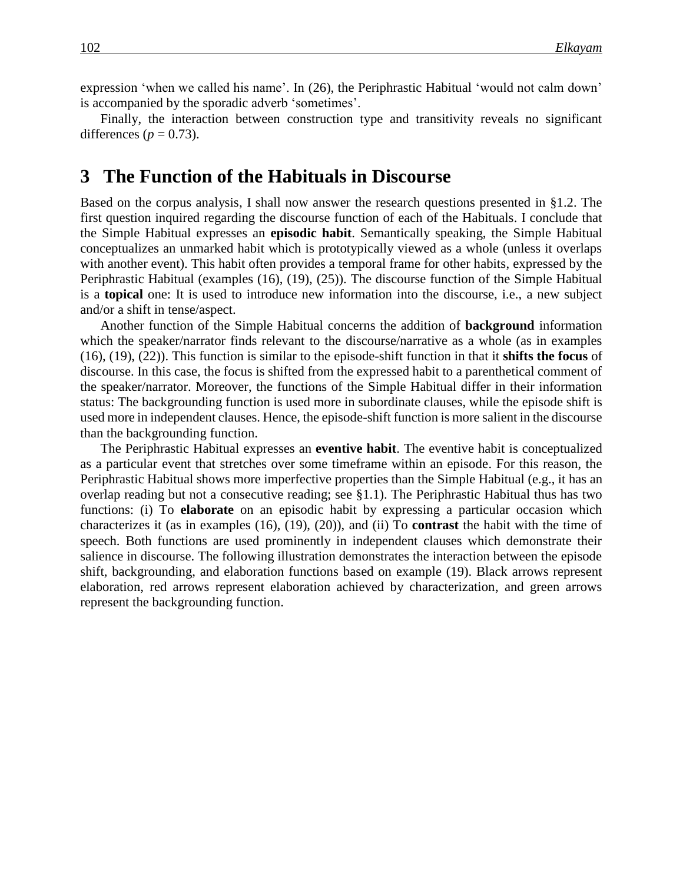expression ‘when we called his name’. In (26), the Periphrastic Habitual ‘would not calm down’ is accompanied by the sporadic adverb ‘sometimes’.

Finally, the interaction between construction type and transitivity reveals no significant differences ($p = 0.73$).

# 3 The Function of the Habituals in Discourse

Based on the corpus analysis, I shall now answer the research questions presented in §1.2. The first question inquired regarding the discourse function of each of the Habituals. I conclude that the Simple Habitual expresses an **episodic habit**. Semantically speaking, the Simple Habitual conceptualizes an unmarked habit which is prototypically viewed as a whole (unless it overlaps with another event). This habit often provides a temporal frame for other habits, expressed by the Periphrastic Habitual (examples (16), (19), (25)). The discourse function of the Simple Habitual is a **topical** one: It is used to introduce new information into the discourse, i.e., a new subject and/or a shift in tense/aspect.

Another function of the Simple Habitual concerns the addition of **background** information which the speaker/narrator finds relevant to the discourse/narrative as a whole (as in examples (16), (19), (22)). This function is similar to the episode-shift function in that it **shifts the focus** of discourse. In this case, the focus is shifted from the expressed habit to a parenthetical comment of the speaker/narrator. Moreover, the functions of the Simple Habitual differ in their information status: The backgrounding function is used more in subordinate clauses, while the episode shift is used more in independent clauses. Hence, the episode-shift function is more salient in the discourse than the backgrounding function.

The Periphrastic Habitual expresses an **eventive habit**. The eventive habit is conceptualized as a particular event that stretches over some timeframe within an episode. For this reason, the Periphrastic Habitual shows more imperfective properties than the Simple Habitual (e.g., it has an overlap reading but not a consecutive reading; see §1.1). The Periphrastic Habitual thus has two functions: (i) To **elaborate** on an episodic habit by expressing a particular occasion which characterizes it (as in examples (16), (19), (20)), and (ii) To **contrast** the habit with the time of speech. Both functions are used prominently in independent clauses which demonstrate their salience in discourse. The following illustration demonstrates the interaction between the episode shift, backgrounding, and elaboration functions based on example (19). Black arrows represent elaboration, red arrows represent elaboration achieved by characterization, and green arrows represent the backgrounding function.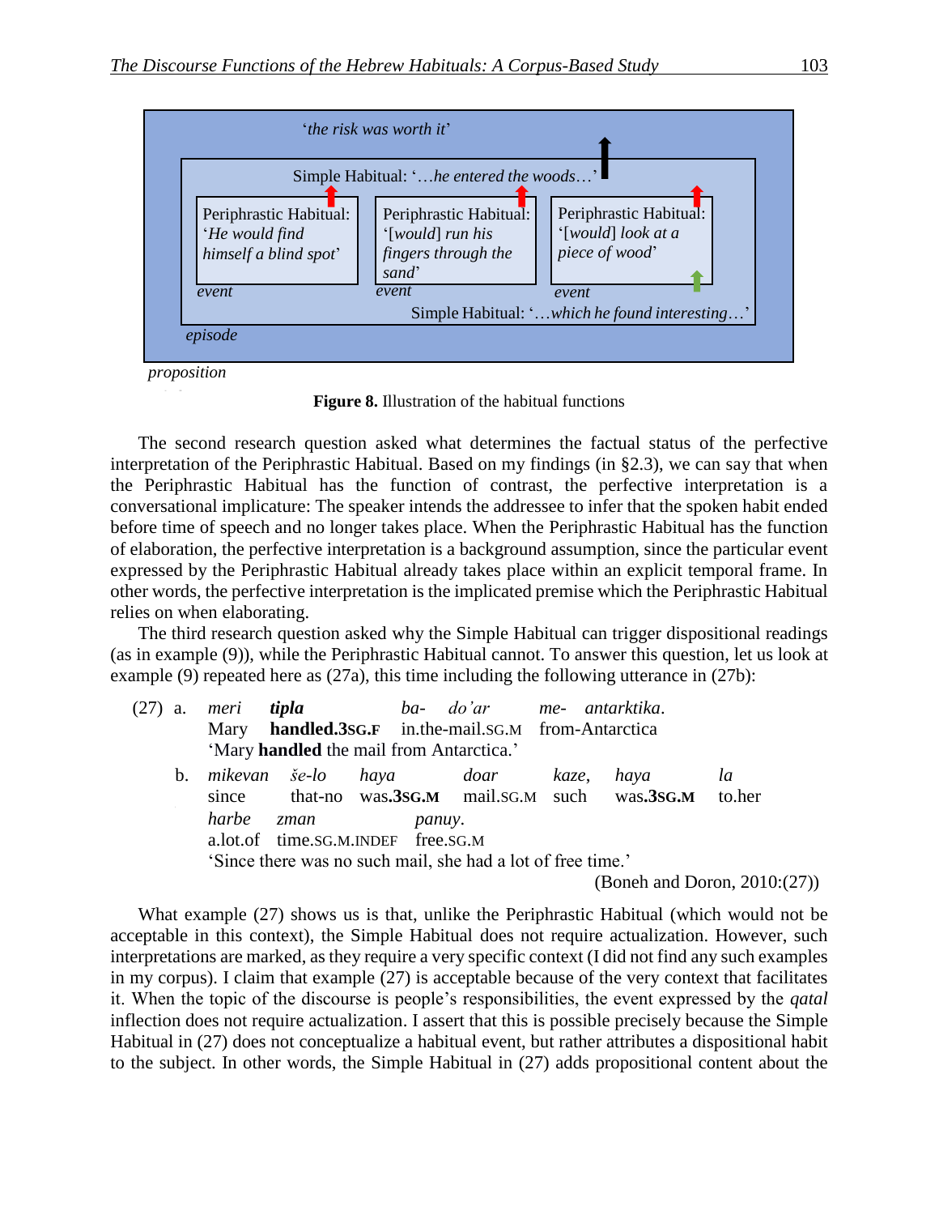'*the risk was worth it*'

Simple Habitual: '*…he entered the woods…*'

| Periphrastic Habitual: '*He would find himself a blind spot*' | Periphrastic Habitual: '[*would*] *run his fingers through the sand*' | Periphrastic Habitual: '[*would*] *look at a piece of wood*' |
| --- | --- | --- |
| *event* | *event* | *event* |

Simple Habitual: '*…which he found interesting…*'

*episode*

*proposition*

**Figure 8.** Illustration of the habitual functions

The second research question asked what determines the factual status of the perfective interpretation of the Periphrastic Habitual. Based on my findings (in §2.3), we can say that when the Periphrastic Habitual has the function of contrast, the perfective interpretation is a conversational implicature: The speaker intends the addressee to infer that the spoken habit ended before time of speech and no longer takes place. When the Periphrastic Habitual has the function of elaboration, the perfective interpretation is a background assumption, since the particular event expressed by the Periphrastic Habitual already takes place within an explicit temporal frame. In other words, the perfective interpretation is the implicated premise which the Periphrastic Habitual relies on when elaborating.

The third research question asked why the Simple Habitual can trigger dispositional readings (as in example (9)), while the Periphrastic Habitual cannot. To answer this question, let us look at example (9) repeated here as (27a), this time including the following utterance in (27b):

(27) a. *meri* ***tipla*** *ba- do'ar me- antarktika*.
Mary **handled.3SG.F** in.the-mail.SG.M from-Antarctica
'Mary **handled** the mail from Antarctica.'

b. *mikevan še-lo haya doar kaze, haya la harbe zman panuy*.
since that-no was.**3SG.M** mail.SG.M such was**.3SG.M** to.her a.lot.of time.SG.M.INDEF free.SG.M
'Since there was no such mail, she had a lot of free time.'

(Boneh and Doron, 2010:(27))

What example (27) shows us is that, unlike the Periphrastic Habitual (which would not be acceptable in this context), the Simple Habitual does not require actualization. However, such interpretations are marked, as they require a very specific context (I did not find any such examples in my corpus). I claim that example (27) is acceptable because of the very context that facilitates it. When the topic of the discourse is people's responsibilities, the event expressed by the *qatal* inflection does not require actualization. I assert that this is possible precisely because the Simple Habitual in (27) does not conceptualize a habitual event, but rather attributes a dispositional habit to the subject. In other words, the Simple Habitual in (27) adds propositional content about the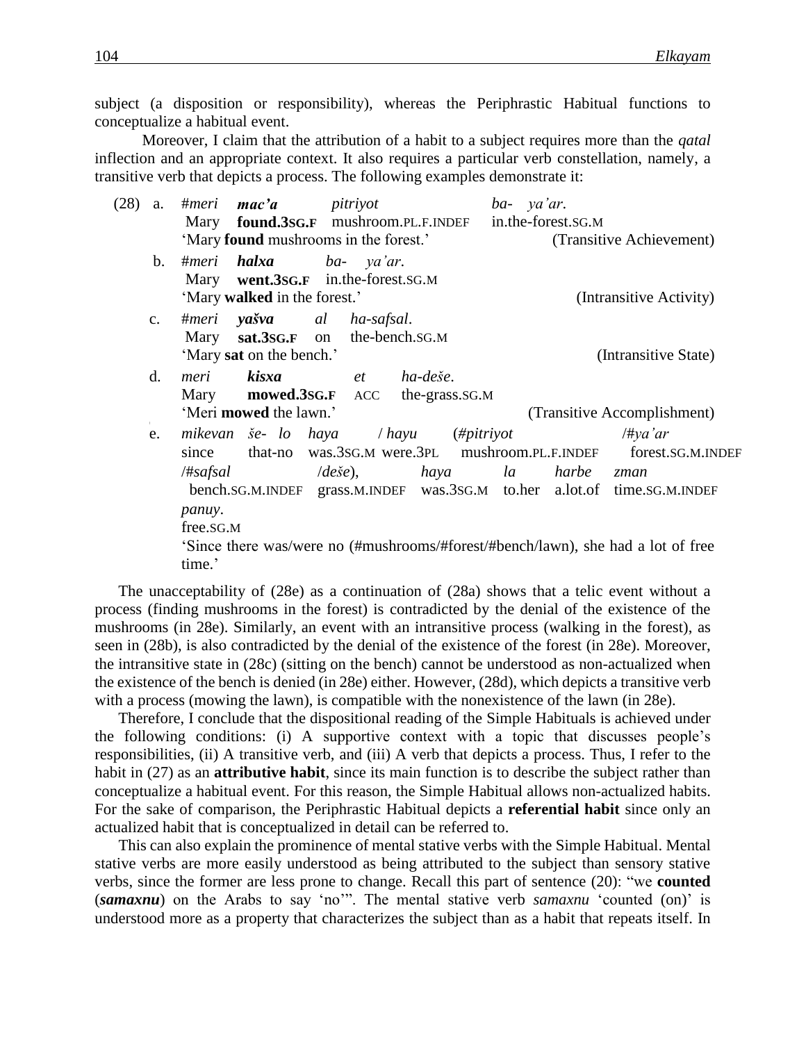subject (a disposition or responsibility), whereas the Periphrastic Habitual functions to conceptualize a habitual event.

Moreover, I claim that the attribution of a habit to a subject requires more than the *qatal* inflection and an appropriate context. It also requires a particular verb constellation, namely, a transitive verb that depicts a process. The following examples demonstrate it:

(28) a. #*meri* ***mac'a*** *pitriyot* *ba- ya'ar.*
Mary **found.3SG.F** mushroom.PL.F.INDEF in.the-forest.SG.M
'Mary **found** mushrooms in the forest.' (Transitive Achievement)

b. #*meri* ***halxa*** *ba- ya'ar.*
Mary **went.3SG.F** in.the-forest.SG.M
'Mary **walked** in the forest.' (Intransitive Activity)

c. #*meri* ***yašva*** *al* *ha-safsal.*
Mary **sat.3SG.F** on the-bench.SG.M
'Mary **sat** on the bench.' (Intransitive State)

d. *meri* ***kisxa*** *et* *ha-deše.*
Mary **mowed.3SG.F** ACC the-grass.SG.M
'Meri **mowed** the lawn.' (Transitive Accomplishment)

e. *mikevan še- lo haya / hayu (#pitriyot /#ya'ar /#safsal /deše), haya la harbe zman panuy.*
since that-no was.3SG.M were.3PL mushroom.PL.F.INDEF forest.SG.M.INDEF bench.SG.M.INDEF grass.M.INDEF was.3SG.M to.her a.lot.of time.SG.M.INDEF free.SG.M
'Since there was/were no (#mushrooms/#forest/#bench/lawn), she had a lot of free time.'

The unacceptability of (28e) as a continuation of (28a) shows that a telic event without a process (finding mushrooms in the forest) is contradicted by the denial of the existence of the mushrooms (in 28e). Similarly, an event with an intransitive process (walking in the forest), as seen in (28b), is also contradicted by the denial of the existence of the forest (in 28e). Moreover, the intransitive state in (28c) (sitting on the bench) cannot be understood as non-actualized when the existence of the bench is denied (in 28e) either. However, (28d), which depicts a transitive verb with a process (mowing the lawn), is compatible with the nonexistence of the lawn (in 28e).

Therefore, I conclude that the dispositional reading of the Simple Habituals is achieved under the following conditions: (i) A supportive context with a topic that discusses people's responsibilities, (ii) A transitive verb, and (iii) A verb that depicts a process. Thus, I refer to the habit in (27) as an **attributive habit**, since its main function is to describe the subject rather than conceptualize a habitual event. For this reason, the Simple Habitual allows non-actualized habits. For the sake of comparison, the Periphrastic Habitual depicts a **referential habit** since only an actualized habit that is conceptualized in detail can be referred to.

This can also explain the prominence of mental stative verbs with the Simple Habitual. Mental stative verbs are more easily understood as being attributed to the subject than sensory stative verbs, since the former are less prone to change. Recall this part of sentence (20): "we **counted** (***samaxnu***) on the Arabs to say 'no'". The mental stative verb *samaxnu* 'counted (on)' is understood more as a property that characterizes the subject than as a habit that repeats itself. In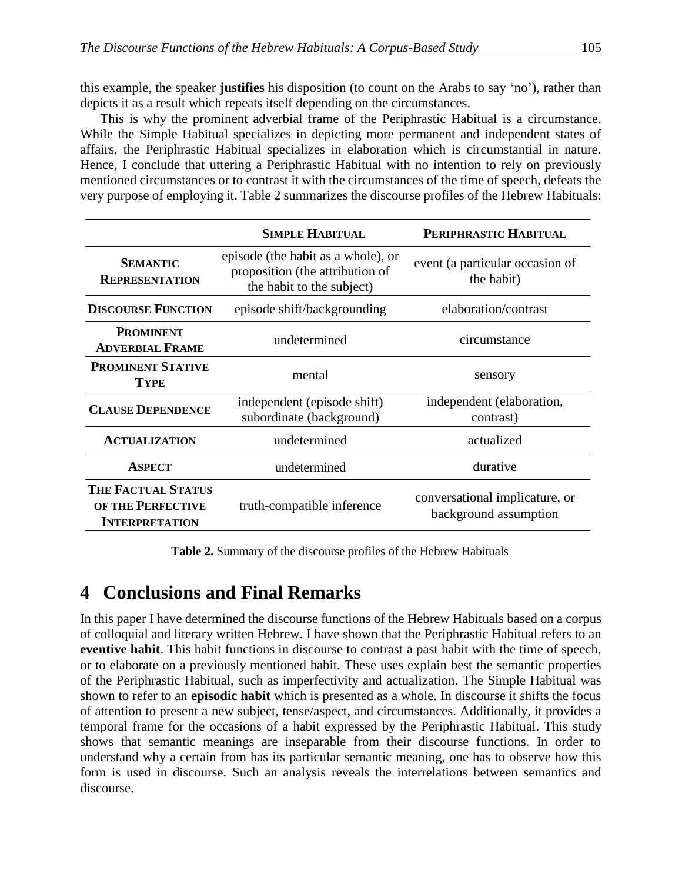this example, the speaker **justifies** his disposition (to count on the Arabs to say 'no'), rather than depicts it as a result which repeats itself depending on the circumstances.

This is why the prominent adverbial frame of the Periphrastic Habitual is a circumstance. While the Simple Habitual specializes in depicting more permanent and independent states of affairs, the Periphrastic Habitual specializes in elaboration which is circumstantial in nature. Hence, I conclude that uttering a Periphrastic Habitual with no intention to rely on previously mentioned circumstances or to contrast it with the circumstances of the time of speech, defeats the very purpose of employing it. Table 2 summarizes the discourse profiles of the Hebrew Habituals:

| | **SIMPLE HABITUAL** | **PERIPHRASTIC HABITUAL** |
|---|---|---|
| **SEMANTIC REPRESENTATION** | episode (the habit as a whole), or proposition (the attribution of the habit to the subject) | event (a particular occasion of the habit) |
| **DISCOURSE FUNCTION** | episode shift/backgrounding | elaboration/contrast |
| **PROMINENT ADVERBIAL FRAME** | undetermined | circumstance |
| **PROMINENT STATIVE TYPE** | mental | sensory |
| **CLAUSE DEPENDENCE** | independent (episode shift) subordinate (background) | independent (elaboration, contrast) |
| **ACTUALIZATION** | undetermined | actualized |
| **ASPECT** | undetermined | durative |
| **THE FACTUAL STATUS OF THE PERFECTIVE INTERPRETATION** | truth-compatible inference | conversational implicature, or background assumption |

**Table 2.** Summary of the discourse profiles of the Hebrew Habituals

# 4 Conclusions and Final Remarks

In this paper I have determined the discourse functions of the Hebrew Habituals based on a corpus of colloquial and literary written Hebrew. I have shown that the Periphrastic Habitual refers to an **eventive habit**. This habit functions in discourse to contrast a past habit with the time of speech, or to elaborate on a previously mentioned habit. These uses explain best the semantic properties of the Periphrastic Habitual, such as imperfectivity and actualization. The Simple Habitual was shown to refer to an **episodic habit** which is presented as a whole. In discourse it shifts the focus of attention to present a new subject, tense/aspect, and circumstances. Additionally, it provides a temporal frame for the occasions of a habit expressed by the Periphrastic Habitual. This study shows that semantic meanings are inseparable from their discourse functions. In order to understand why a certain from has its particular semantic meaning, one has to observe how this form is used in discourse. Such an analysis reveals the interrelations between semantics and discourse.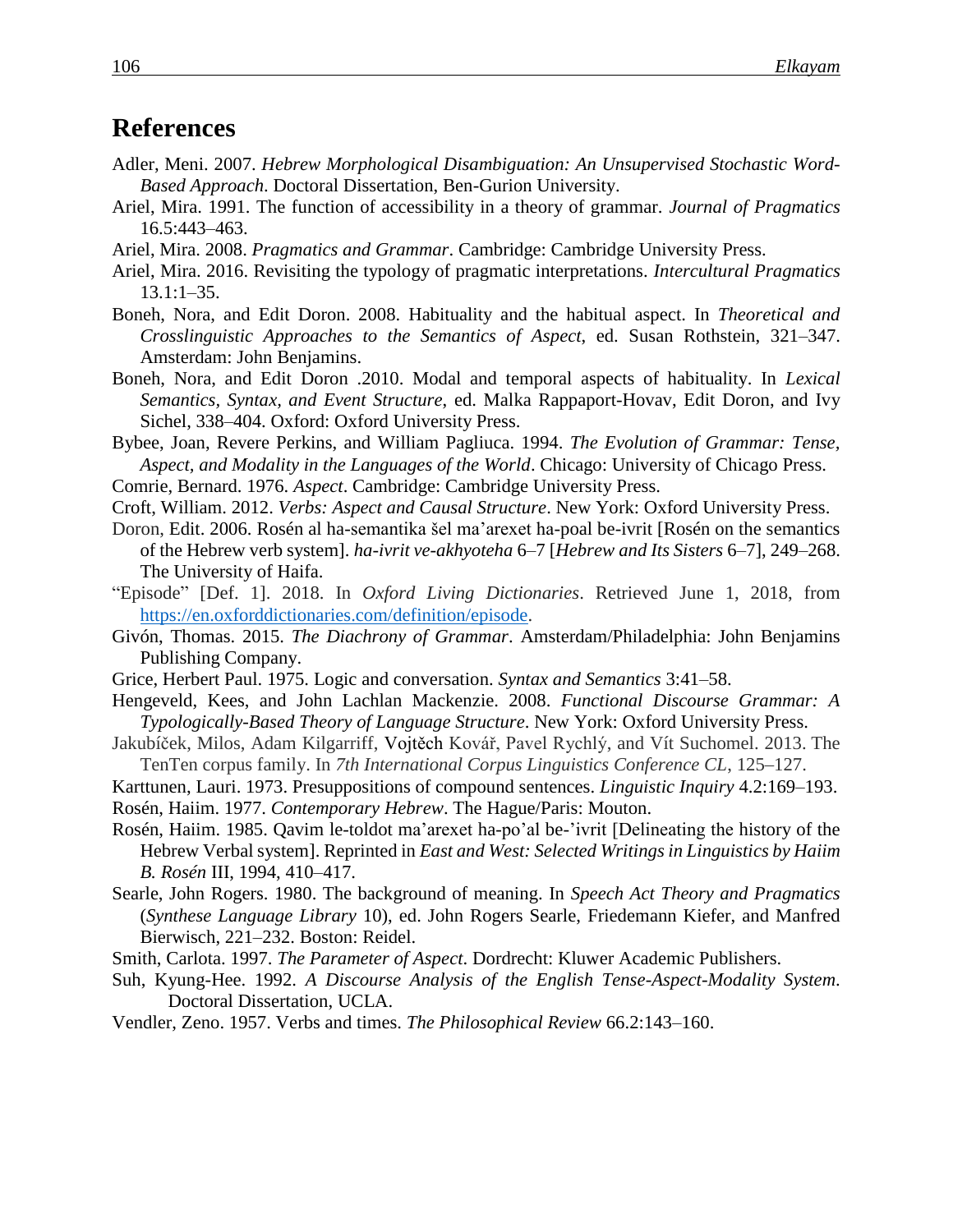## References

Adler, Meni. 2007. *Hebrew Morphological Disambiguation: An Unsupervised Stochastic Word-Based Approach*. Doctoral Dissertation, Ben-Gurion University.

Ariel, Mira. 1991. The function of accessibility in a theory of grammar. *Journal of Pragmatics* 16.5:443–463.

Ariel, Mira. 2008. *Pragmatics and Grammar*. Cambridge: Cambridge University Press.

Ariel, Mira. 2016. Revisiting the typology of pragmatic interpretations. *Intercultural Pragmatics* 13.1:1–35.

Boneh, Nora, and Edit Doron. 2008. Habituality and the habitual aspect. In *Theoretical and Crosslinguistic Approaches to the Semantics of Aspect*, ed. Susan Rothstein, 321–347. Amsterdam: John Benjamins.

Boneh, Nora, and Edit Doron .2010. Modal and temporal aspects of habituality. In *Lexical Semantics, Syntax, and Event Structure*, ed. Malka Rappaport-Hovav, Edit Doron, and Ivy Sichel, 338–404. Oxford: Oxford University Press.

Bybee, Joan, Revere Perkins, and William Pagliuca. 1994. *The Evolution of Grammar: Tense, Aspect, and Modality in the Languages of the World*. Chicago: University of Chicago Press.

Comrie, Bernard. 1976. *Aspect*. Cambridge: Cambridge University Press.

Croft, William. 2012. *Verbs: Aspect and Causal Structure*. New York: Oxford University Press.

Doron, Edit. 2006. Rosén al ha-semantika šel ma'arexet ha-poal be-ivrit [Rosén on the semantics of the Hebrew verb system]. *ha-ivrit ve-akhyoteha* 6–7 [*Hebrew and Its Sisters* 6–7], 249–268. The University of Haifa.

"Episode" [Def. 1]. 2018. In *Oxford Living Dictionaries*. Retrieved June 1, 2018, from https://en.oxforddictionaries.com/definition/episode.

Givón, Thomas. 2015. *The Diachrony of Grammar*. Amsterdam/Philadelphia: John Benjamins Publishing Company.

Grice, Herbert Paul. 1975. Logic and conversation. *Syntax and Semantics* 3:41–58.

Hengeveld, Kees, and John Lachlan Mackenzie. 2008. *Functional Discourse Grammar: A Typologically-Based Theory of Language Structure*. New York: Oxford University Press.

Jakubíček, Milos, Adam Kilgarriff, Vojtěch Kovář, Pavel Rychlý, and Vít Suchomel. 2013. The TenTen corpus family. In *7th International Corpus Linguistics Conference CL*, 125–127.

Karttunen, Lauri. 1973. Presuppositions of compound sentences. *Linguistic Inquiry* 4.2:169–193.

Rosén, Haiim. 1977. *Contemporary Hebrew*. The Hague/Paris: Mouton.

Rosén, Haiim. 1985. Qavim le-toldot ma'arexet ha-po'al be-'ivrit [Delineating the history of the Hebrew Verbal system]. Reprinted in *East and West: Selected Writings in Linguistics by Haiim B. Rosén* III, 1994, 410–417.

Searle, John Rogers. 1980. The background of meaning. In *Speech Act Theory and Pragmatics* (*Synthese Language Library* 10), ed. John Rogers Searle, Friedemann Kiefer, and Manfred Bierwisch, 221–232. Boston: Reidel.

Smith, Carlota. 1997. *The Parameter of Aspect*. Dordrecht: Kluwer Academic Publishers.

Suh, Kyung-Hee. 1992. *A Discourse Analysis of the English Tense-Aspect-Modality System*. Doctoral Dissertation, UCLA.

Vendler, Zeno. 1957. Verbs and times. *The Philosophical Review* 66.2:143–160.